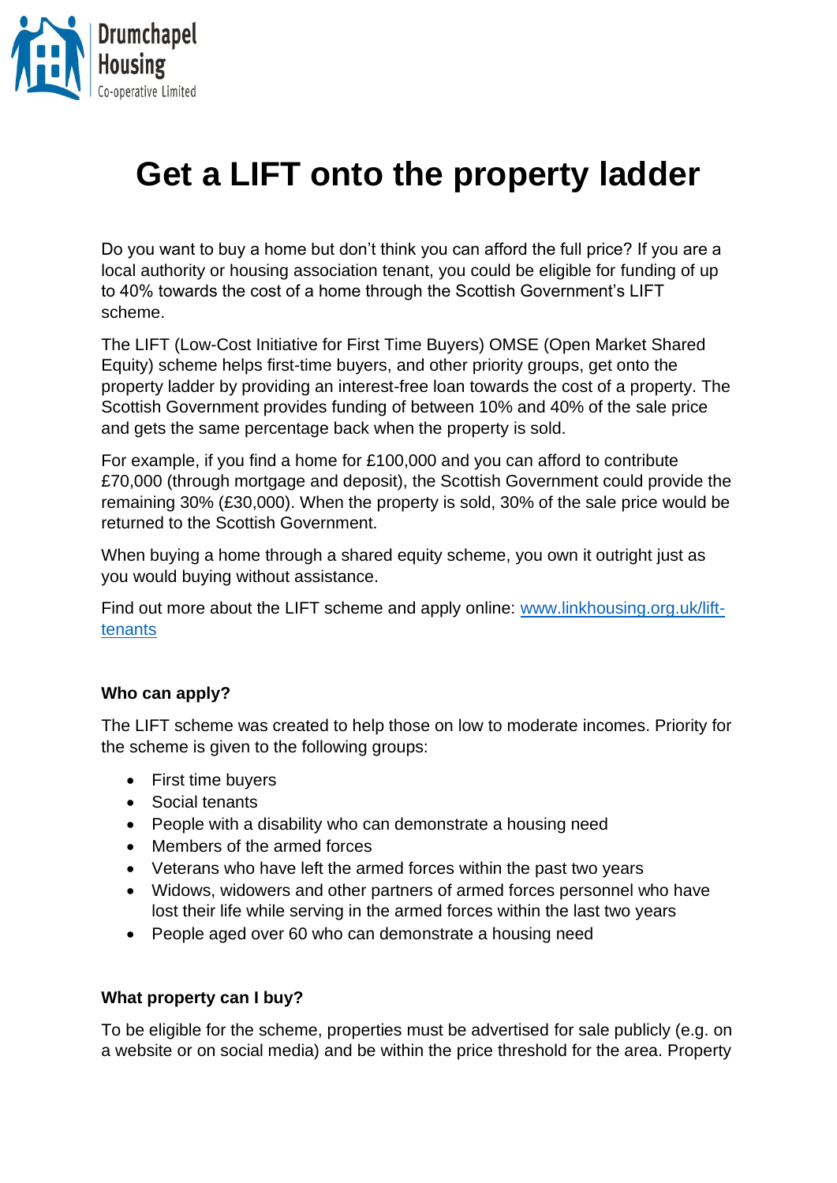Drumchapel Housing Co-operative Limited

# Get a LIFT onto the property ladder

Do you want to buy a home but don't think you can afford the full price? If you are a local authority or housing association tenant, you could be eligible for funding of up to 40% towards the cost of a home through the Scottish Government's LIFT scheme.

The LIFT (Low-Cost Initiative for First Time Buyers) OMSE (Open Market Shared Equity) scheme helps first-time buyers, and other priority groups, get onto the property ladder by providing an interest-free loan towards the cost of a property. The Scottish Government provides funding of between 10% and 40% of the sale price and gets the same percentage back when the property is sold.

For example, if you find a home for £100,000 and you can afford to contribute £70,000 (through mortgage and deposit), the Scottish Government could provide the remaining 30% (£30,000). When the property is sold, 30% of the sale price would be returned to the Scottish Government.

When buying a home through a shared equity scheme, you own it outright just as you would buying without assistance.

Find out more about the LIFT scheme and apply online: [www.linkhousing.org.uk/lift-tenants](www.linkhousing.org.uk/lift-tenants)

### Who can apply?

The LIFT scheme was created to help those on low to moderate incomes. Priority for the scheme is given to the following groups:

- First time buyers
- Social tenants
- People with a disability who can demonstrate a housing need
- Members of the armed forces
- Veterans who have left the armed forces within the past two years
- Widows, widowers and other partners of armed forces personnel who have lost their life while serving in the armed forces within the last two years
- People aged over 60 who can demonstrate a housing need

### What property can I buy?

To be eligible for the scheme, properties must be advertised for sale publicly (e.g. on a website or on social media) and be within the price threshold for the area. Property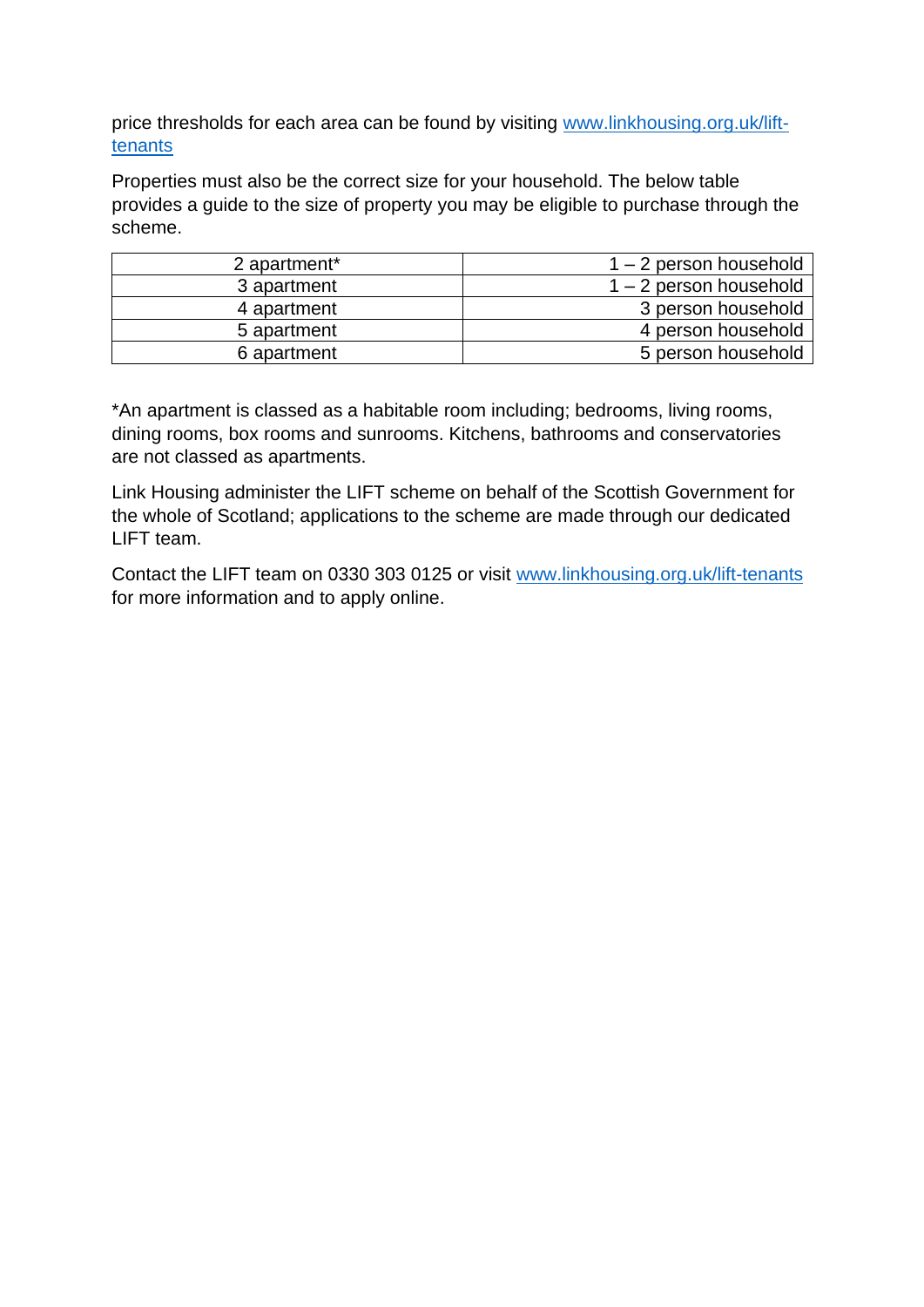price thresholds for each area can be found by visiting [www.linkhousing.org.uk/lift-tenants](http://www.linkhousing.org.uk/lift-tenants)

Properties must also be the correct size for your household. The below table provides a guide to the size of property you may be eligible to purchase through the scheme.

| | |
|---|---|
| 2 apartment* | 1 – 2 person household |
| 3 apartment | 1 – 2 person household |
| 4 apartment | 3 person household |
| 5 apartment | 4 person household |
| 6 apartment | 5 person household |

*An apartment is classed as a habitable room including; bedrooms, living rooms, dining rooms, box rooms and sunrooms. Kitchens, bathrooms and conservatories are not classed as apartments.

Link Housing administer the LIFT scheme on behalf of the Scottish Government for the whole of Scotland; applications to the scheme are made through our dedicated LIFT team.

Contact the LIFT team on 0330 303 0125 or visit [www.linkhousing.org.uk/lift-tenants](http://www.linkhousing.org.uk/lift-tenants) for more information and to apply online.